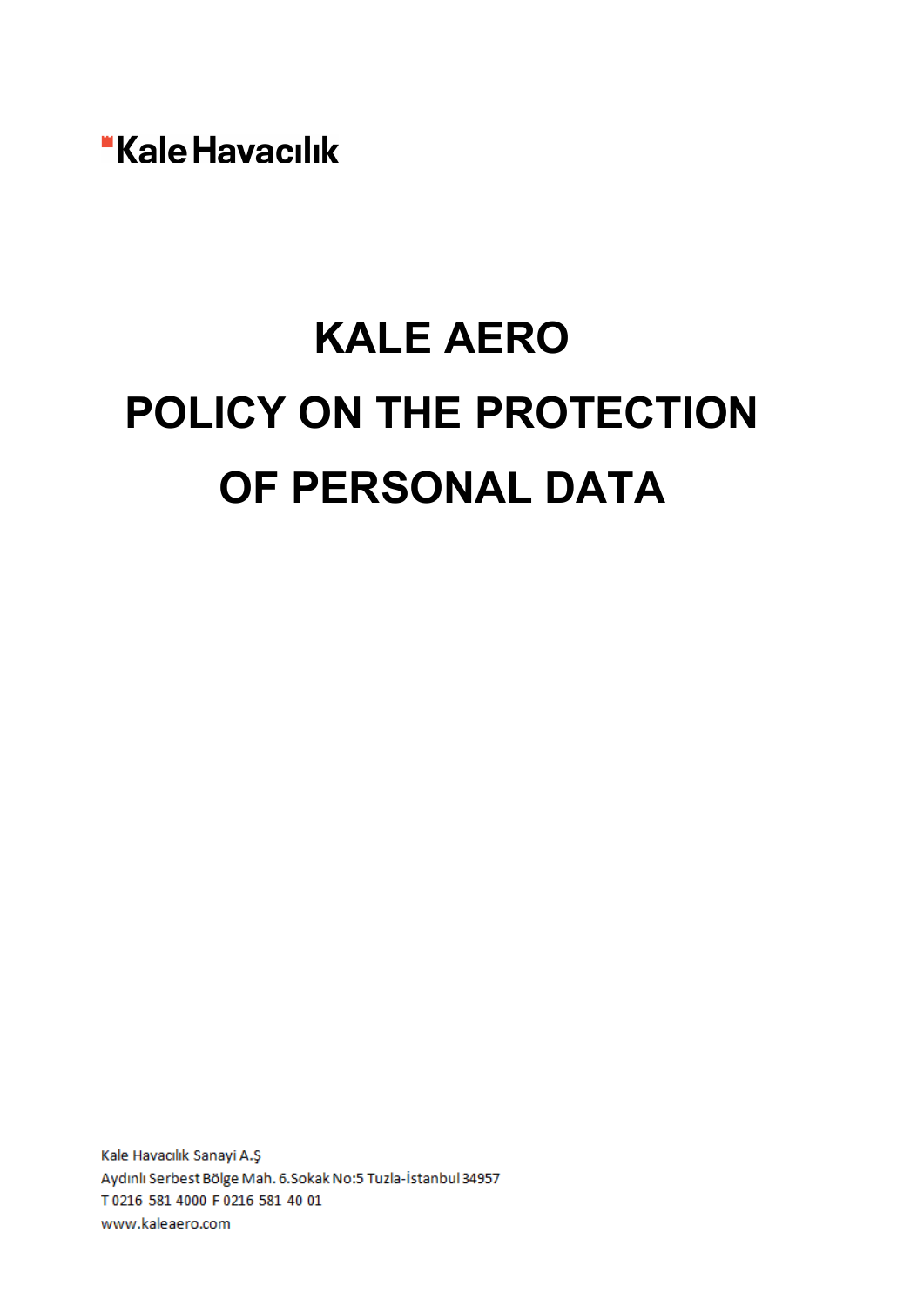Kale Havacılık

# KALE AERO

# POLICY ON THE PROTECTION OF PERSONAL DATA

Kale Havacılık Sanayi A.Ş
Aydınlı Serbest Bölge Mah. 6.Sokak No:5 Tuzla-İstanbul 34957
T 0216 581 4000 F 0216 581 40 01
www.kaleaero.com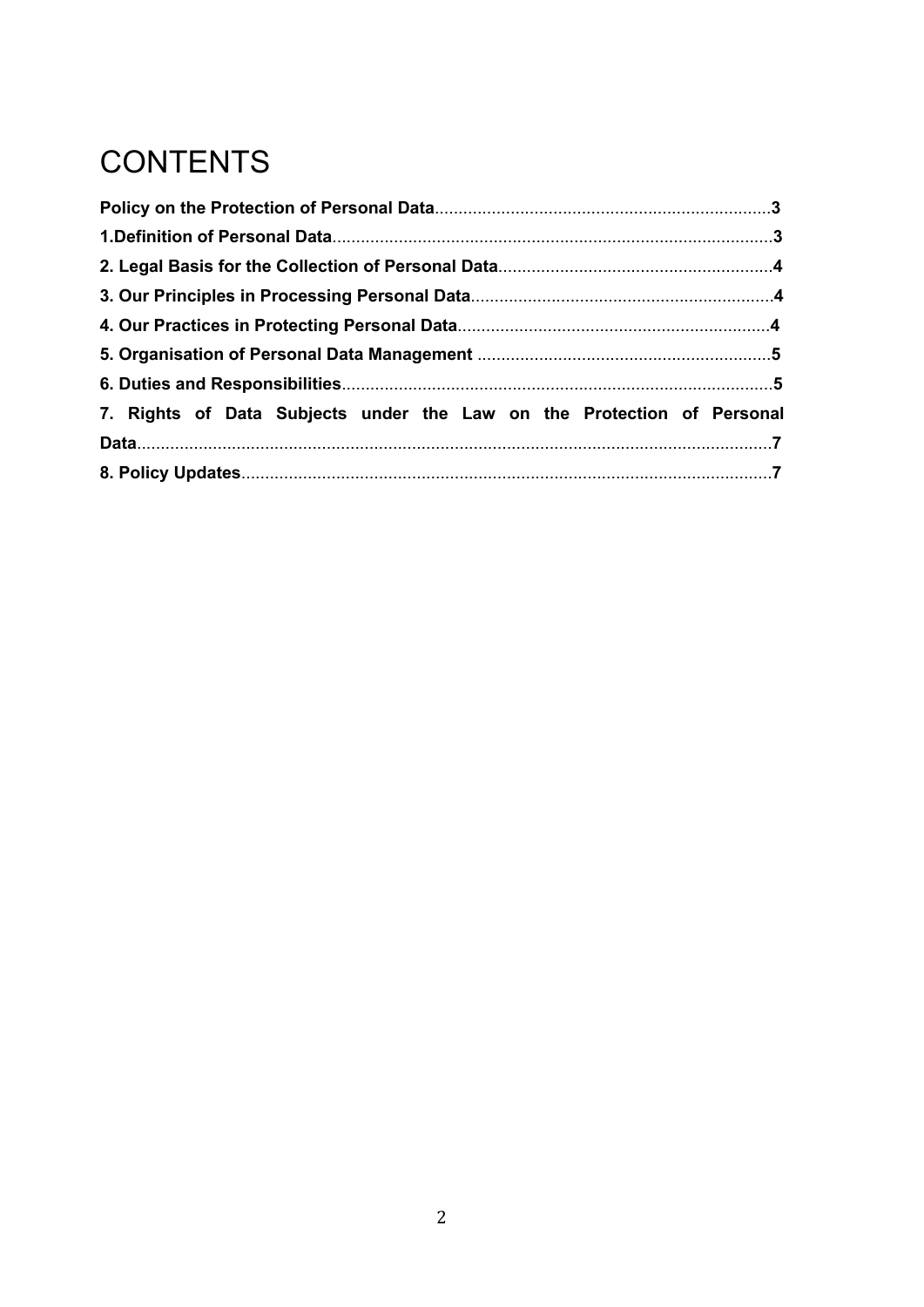# CONTENTS

**Policy on the Protection of Personal Data**......................................................................**3**

**1.Definition of Personal Data**............................................................................................**3**

**2. Legal Basis for the Collection of Personal Data**.........................................................**4**

**3. Our Principles in Processing Personal Data**...............................................................**4**

**4. Our Practices in Protecting Personal Data**.................................................................**4**

**5. Organisation of Personal Data Management** .............................................................**5**

**6. Duties and Responsibilities**..........................................................................................**5**

**7. Rights of Data Subjects under the Law on the Protection of Personal Data**.....................................................................................................................**7**

**8. Policy Updates**...............................................................................................................**7**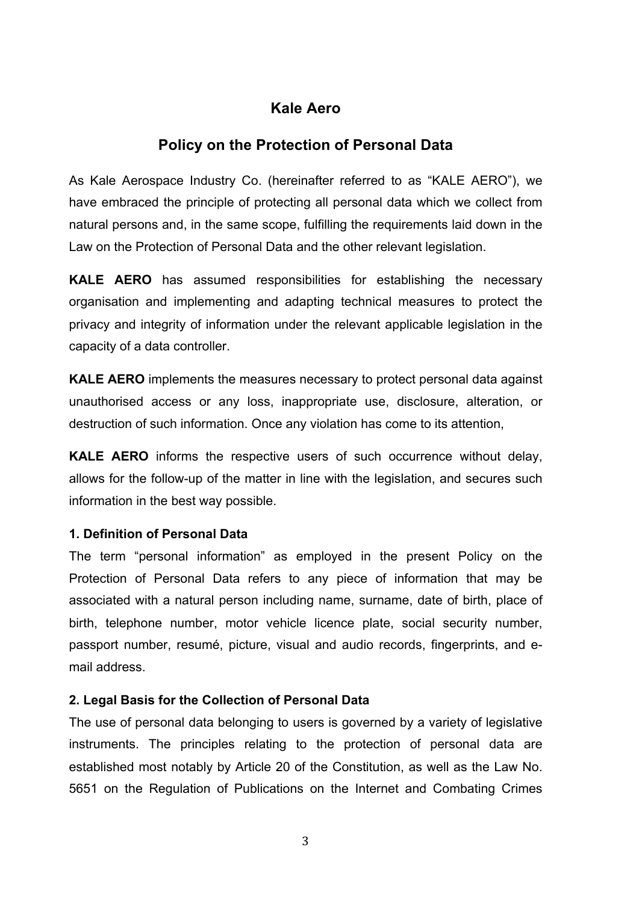# Kale Aero

## Policy on the Protection of Personal Data

As Kale Aerospace Industry Co. (hereinafter referred to as "KALE AERO"), we have embraced the principle of protecting all personal data which we collect from natural persons and, in the same scope, fulfilling the requirements laid down in the Law on the Protection of Personal Data and the other relevant legislation.

**KALE AERO** has assumed responsibilities for establishing the necessary organisation and implementing and adapting technical measures to protect the privacy and integrity of information under the relevant applicable legislation in the capacity of a data controller.

**KALE AERO** implements the measures necessary to protect personal data against unauthorised access or any loss, inappropriate use, disclosure, alteration, or destruction of such information. Once any violation has come to its attention,

**KALE AERO** informs the respective users of such occurrence without delay, allows for the follow-up of the matter in line with the legislation, and secures such information in the best way possible.

**1. Definition of Personal Data**

The term "personal information" as employed in the present Policy on the Protection of Personal Data refers to any piece of information that may be associated with a natural person including name, surname, date of birth, place of birth, telephone number, motor vehicle licence plate, social security number, passport number, resumé, picture, visual and audio records, fingerprints, and e-mail address.

**2. Legal Basis for the Collection of Personal Data**

The use of personal data belonging to users is governed by a variety of legislative instruments. The principles relating to the protection of personal data are established most notably by Article 20 of the Constitution, as well as the Law No. 5651 on the Regulation of Publications on the Internet and Combating Crimes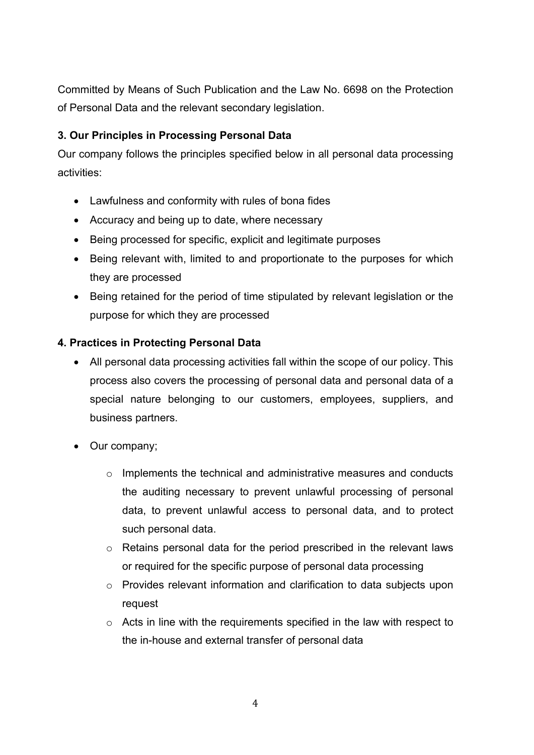Committed by Means of Such Publication and the Law No. 6698 on the Protection of Personal Data and the relevant secondary legislation.

**3. Our Principles in Processing Personal Data**

Our company follows the principles specified below in all personal data processing activities:

- Lawfulness and conformity with rules of bona fides
- Accuracy and being up to date, where necessary
- Being processed for specific, explicit and legitimate purposes
- Being relevant with, limited to and proportionate to the purposes for which they are processed
- Being retained for the period of time stipulated by relevant legislation or the purpose for which they are processed

**4. Practices in Protecting Personal Data**

- All personal data processing activities fall within the scope of our policy. This process also covers the processing of personal data and personal data of a special nature belonging to our customers, employees, suppliers, and business partners.
- Our company;
    - Implements the technical and administrative measures and conducts the auditing necessary to prevent unlawful processing of personal data, to prevent unlawful access to personal data, and to protect such personal data.
    - Retains personal data for the period prescribed in the relevant laws or required for the specific purpose of personal data processing
    - Provides relevant information and clarification to data subjects upon request
    - Acts in line with the requirements specified in the law with respect to the in-house and external transfer of personal data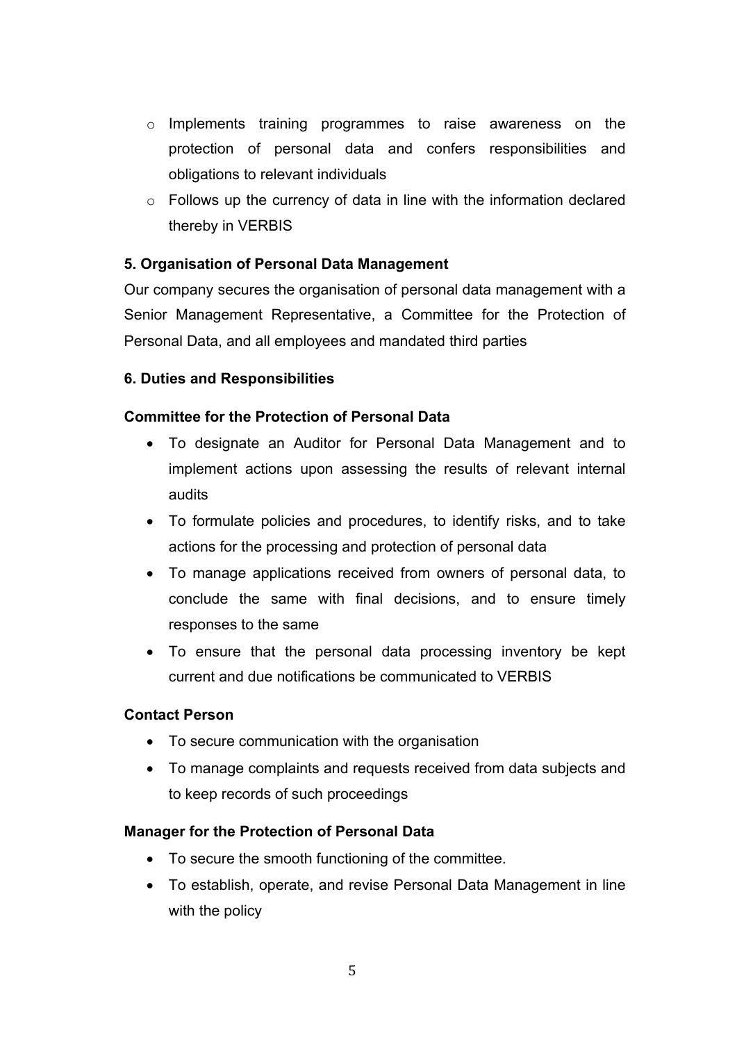- Implements training programmes to raise awareness on the protection of personal data and confers responsibilities and obligations to relevant individuals
- Follows up the currency of data in line with the information declared thereby in VERBIS

**5. Organisation of Personal Data Management**

Our company secures the organisation of personal data management with a Senior Management Representative, a Committee for the Protection of Personal Data, and all employees and mandated third parties

**6. Duties and Responsibilities**

**Committee for the Protection of Personal Data**

- To designate an Auditor for Personal Data Management and to implement actions upon assessing the results of relevant internal audits
- To formulate policies and procedures, to identify risks, and to take actions for the processing and protection of personal data
- To manage applications received from owners of personal data, to conclude the same with final decisions, and to ensure timely responses to the same
- To ensure that the personal data processing inventory be kept current and due notifications be communicated to VERBIS

**Contact Person**

- To secure communication with the organisation
- To manage complaints and requests received from data subjects and to keep records of such proceedings

**Manager for the Protection of Personal Data**

- To secure the smooth functioning of the committee.
- To establish, operate, and revise Personal Data Management in line with the policy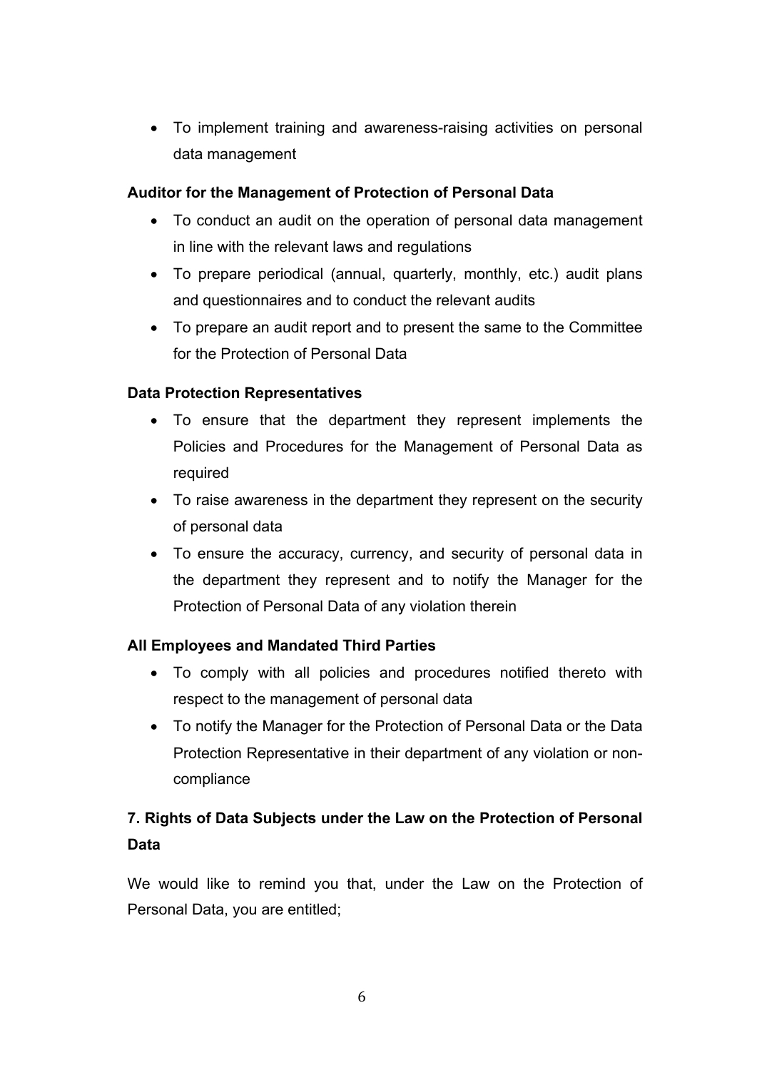- To implement training and awareness-raising activities on personal data management

**Auditor for the Management of Protection of Personal Data**

- To conduct an audit on the operation of personal data management in line with the relevant laws and regulations
- To prepare periodical (annual, quarterly, monthly, etc.) audit plans and questionnaires and to conduct the relevant audits
- To prepare an audit report and to present the same to the Committee for the Protection of Personal Data

**Data Protection Representatives**

- To ensure that the department they represent implements the Policies and Procedures for the Management of Personal Data as required
- To raise awareness in the department they represent on the security of personal data
- To ensure the accuracy, currency, and security of personal data in the department they represent and to notify the Manager for the Protection of Personal Data of any violation therein

**All Employees and Mandated Third Parties**

- To comply with all policies and procedures notified thereto with respect to the management of personal data
- To notify the Manager for the Protection of Personal Data or the Data Protection Representative in their department of any violation or non-compliance

## 7. Rights of Data Subjects under the Law on the Protection of Personal Data

We would like to remind you that, under the Law on the Protection of Personal Data, you are entitled;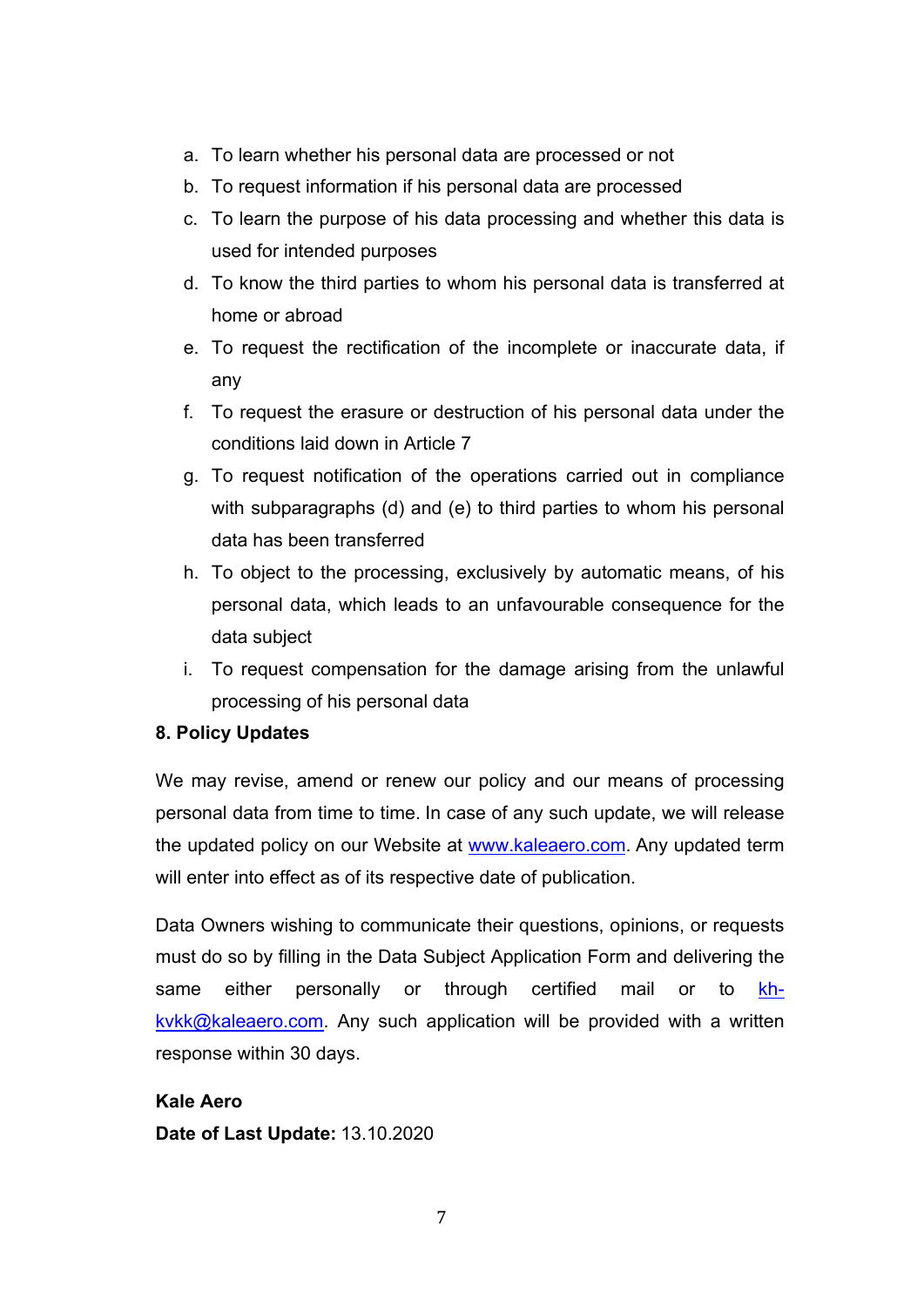a. To learn whether his personal data are processed or not
b. To request information if his personal data are processed
c. To learn the purpose of his data processing and whether this data is used for intended purposes
d. To know the third parties to whom his personal data is transferred at home or abroad
e. To request the rectification of the incomplete or inaccurate data, if any
f. To request the erasure or destruction of his personal data under the conditions laid down in Article 7
g. To request notification of the operations carried out in compliance with subparagraphs (d) and (e) to third parties to whom his personal data has been transferred
h. To object to the processing, exclusively by automatic means, of his personal data, which leads to an unfavourable consequence for the data subject
i. To request compensation for the damage arising from the unlawful processing of his personal data

**8. Policy Updates**

We may revise, amend or renew our policy and our means of processing personal data from time to time. In case of any such update, we will release the updated policy on our Website at www.kaleaero.com. Any updated term will enter into effect as of its respective date of publication.

Data Owners wishing to communicate their questions, opinions, or requests must do so by filling in the Data Subject Application Form and delivering the same either personally or through certified mail or to kh-kvkk@kaleaero.com. Any such application will be provided with a written response within 30 days.

**Kale Aero**

**Date of Last Update:** 13.10.2020